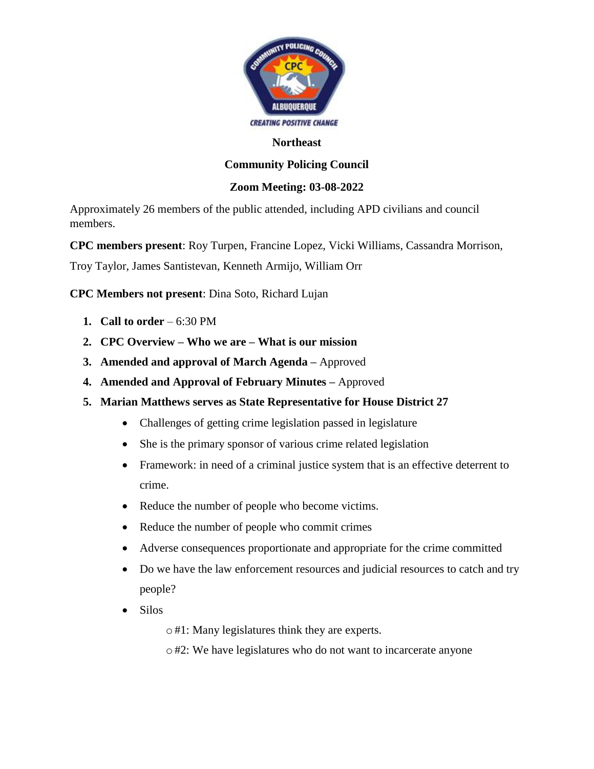**Northeast**

**Community Policing Council**

**Zoom Meeting: 03-08-2022**

Approximately 26 members of the public attended, including APD civilians and council members.

**CPC members present**: Roy Turpen, Francine Lopez, Vicki Williams, Cassandra Morrison, Troy Taylor, James Santistevan, Kenneth Armijo, William Orr

**CPC Members not present**: Dina Soto, Richard Lujan

1. **Call to order** – 6:30 PM
2. **CPC Overview – Who we are – What is our mission**
3. **Amended and approval of March Agenda –** Approved
4. **Amended and Approval of February Minutes –** Approved
5. **Marian Matthews serves as State Representative for House District 27**
   - Challenges of getting crime legislation passed in legislature
   - She is the primary sponsor of various crime related legislation
   - Framework: in need of a criminal justice system that is an effective deterrent to crime.
   - Reduce the number of people who become victims.
   - Reduce the number of people who commit crimes
   - Adverse consequences proportionate and appropriate for the crime committed
   - Do we have the law enforcement resources and judicial resources to catch and try people?
   - Silos
     - #1: Many legislatures think they are experts.
     - #2: We have legislatures who do not want to incarcerate anyone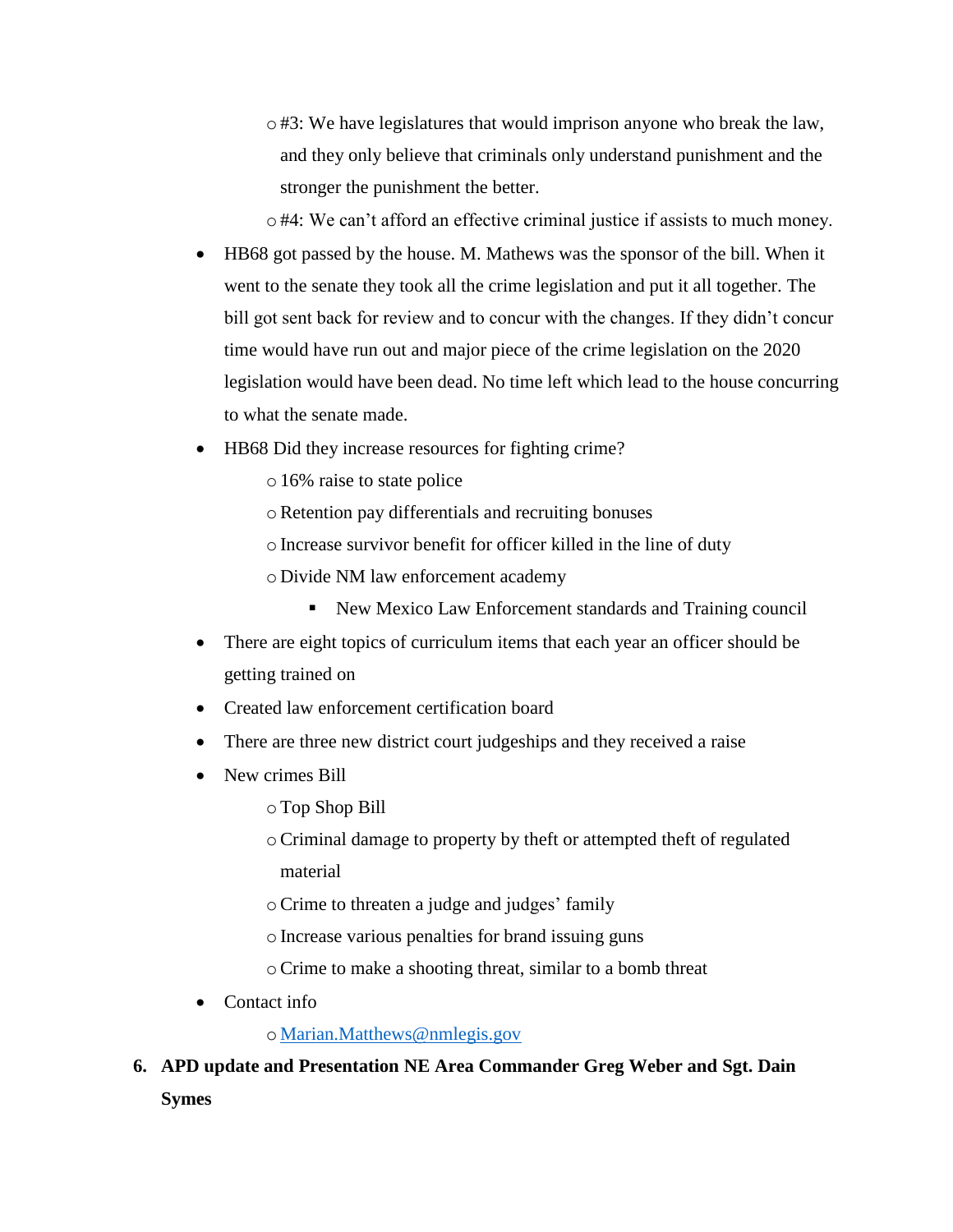- #3: We have legislatures that would imprison anyone who break the law, and they only believe that criminals only understand punishment and the stronger the punishment the better.
    - #4: We can't afford an effective criminal justice if assists to much money.
- HB68 got passed by the house. M. Mathews was the sponsor of the bill. When it went to the senate they took all the crime legislation and put it all together. The bill got sent back for review and to concur with the changes. If they didn't concur time would have run out and major piece of the crime legislation on the 2020 legislation would have been dead. No time left which lead to the house concurring to what the senate made.
- HB68 Did they increase resources for fighting crime?
    - 16% raise to state police
    - Retention pay differentials and recruiting bonuses
    - Increase survivor benefit for officer killed in the line of duty
    - Divide NM law enforcement academy
        - New Mexico Law Enforcement standards and Training council
- There are eight topics of curriculum items that each year an officer should be getting trained on
- Created law enforcement certification board
- There are three new district court judgeships and they received a raise
- New crimes Bill
    - Top Shop Bill
    - Criminal damage to property by theft or attempted theft of regulated material
    - Crime to threaten a judge and judges' family
    - Increase various penalties for brand issuing guns
    - Crime to make a shooting threat, similar to a bomb threat
- Contact info
    - [Marian.Matthews@nmlegis.gov](mailto:Marian.Matthews@nmlegis.gov)

6. **APD update and Presentation NE Area Commander Greg Weber and Sgt. Dain Symes**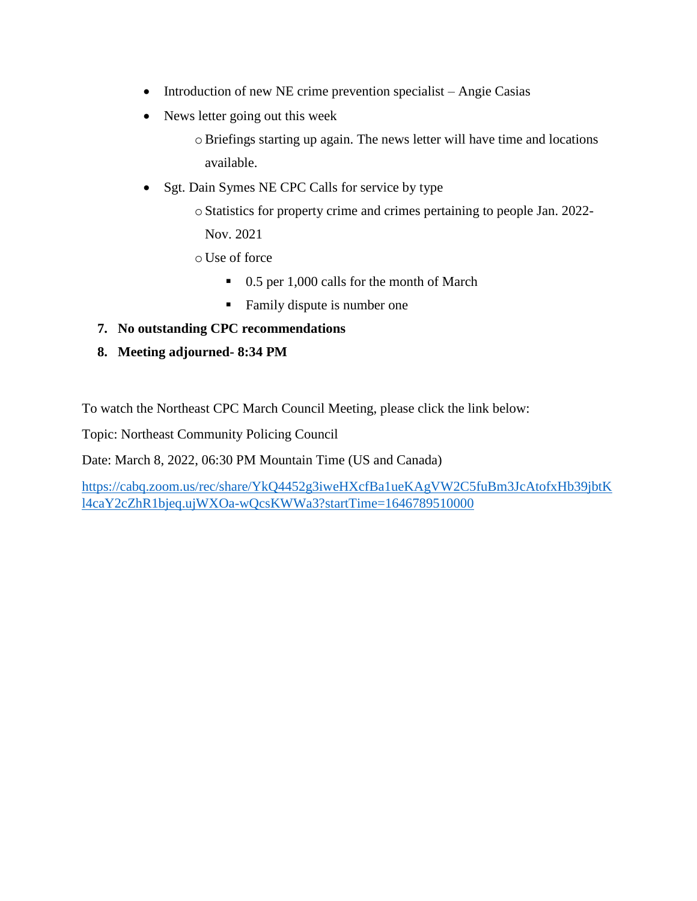- Introduction of new NE crime prevention specialist – Angie Casias
- News letter going out this week
    - Briefings starting up again. The news letter will have time and locations available.
- Sgt. Dain Symes NE CPC Calls for service by type
    - Statistics for property crime and crimes pertaining to people Jan. 2022-Nov. 2021
    - Use of force
        - 0.5 per 1,000 calls for the month of March
        - Family dispute is number one

7. **No outstanding CPC recommendations**
8. **Meeting adjourned- 8:34 PM**

To watch the Northeast CPC March Council Meeting, please click the link below:

Topic: Northeast Community Policing Council

Date: March 8, 2022, 06:30 PM Mountain Time (US and Canada)

https://cabq.zoom.us/rec/share/YkQ4452g3iweHXcfBa1ueKAgVW2C5fuBm3JcAtofxHb39jbtKl4caY2cZhR1bjeq.ujWXOa-wQcsKWWa3?startTime=1646789510000